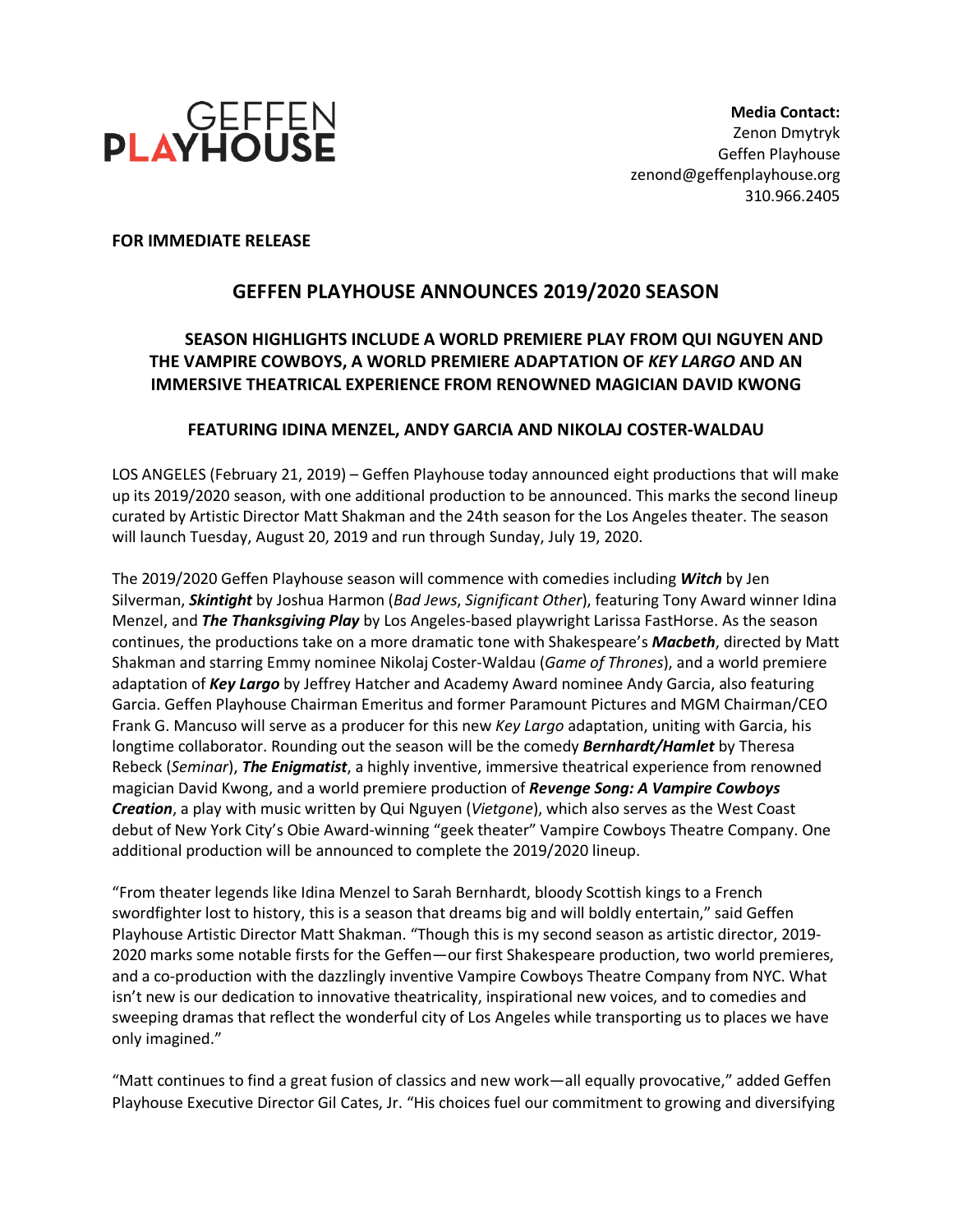GEFFEN PLAYHOUSE

**Media Contact:**
Zenon Dmytryk
Geffen Playhouse
zenond@geffenplayhouse.org
310.966.2405

**FOR IMMEDIATE RELEASE**

# GEFFEN PLAYHOUSE ANNOUNCES 2019/2020 SEASON

## SEASON HIGHLIGHTS INCLUDE A WORLD PREMIERE PLAY FROM QUI NGUYEN AND THE VAMPIRE COWBOYS, A WORLD PREMIERE ADAPTATION OF *KEY LARGO* AND AN IMMERSIVE THEATRICAL EXPERIENCE FROM RENOWNED MAGICIAN DAVID KWONG

## FEATURING IDINA MENZEL, ANDY GARCIA AND NIKOLAJ COSTER-WALDAU

LOS ANGELES (February 21, 2019) – Geffen Playhouse today announced eight productions that will make up its 2019/2020 season, with one additional production to be announced. This marks the second lineup curated by Artistic Director Matt Shakman and the 24th season for the Los Angeles theater. The season will launch Tuesday, August 20, 2019 and run through Sunday, July 19, 2020.

The 2019/2020 Geffen Playhouse season will commence with comedies including ***Witch*** by Jen Silverman, ***Skintight*** by Joshua Harmon (*Bad Jews*, *Significant Other*), featuring Tony Award winner Idina Menzel, and ***The Thanksgiving Play*** by Los Angeles-based playwright Larissa FastHorse. As the season continues, the productions take on a more dramatic tone with Shakespeare's ***Macbeth***, directed by Matt Shakman and starring Emmy nominee Nikolaj Coster-Waldau (*Game of Thrones*), and a world premiere adaptation of ***Key Largo*** by Jeffrey Hatcher and Academy Award nominee Andy Garcia, also featuring Garcia. Geffen Playhouse Chairman Emeritus and former Paramount Pictures and MGM Chairman/CEO Frank G. Mancuso will serve as a producer for this new *Key Largo* adaptation, uniting with Garcia, his longtime collaborator. Rounding out the season will be the comedy ***Bernhardt/Hamlet*** by Theresa Rebeck (*Seminar*), ***The Enigmatist***, a highly inventive, immersive theatrical experience from renowned magician David Kwong, and a world premiere production of ***Revenge Song: A Vampire Cowboys Creation***, a play with music written by Qui Nguyen (*Vietgone*), which also serves as the West Coast debut of New York City's Obie Award-winning "geek theater" Vampire Cowboys Theatre Company. One additional production will be announced to complete the 2019/2020 lineup.

"From theater legends like Idina Menzel to Sarah Bernhardt, bloody Scottish kings to a French swordfighter lost to history, this is a season that dreams big and will boldly entertain," said Geffen Playhouse Artistic Director Matt Shakman. "Though this is my second season as artistic director, 2019-2020 marks some notable firsts for the Geffen—our first Shakespeare production, two world premieres, and a co-production with the dazzlingly inventive Vampire Cowboys Theatre Company from NYC. What isn't new is our dedication to innovative theatricality, inspirational new voices, and to comedies and sweeping dramas that reflect the wonderful city of Los Angeles while transporting us to places we have only imagined."

"Matt continues to find a great fusion of classics and new work—all equally provocative," added Geffen Playhouse Executive Director Gil Cates, Jr. "His choices fuel our commitment to growing and diversifying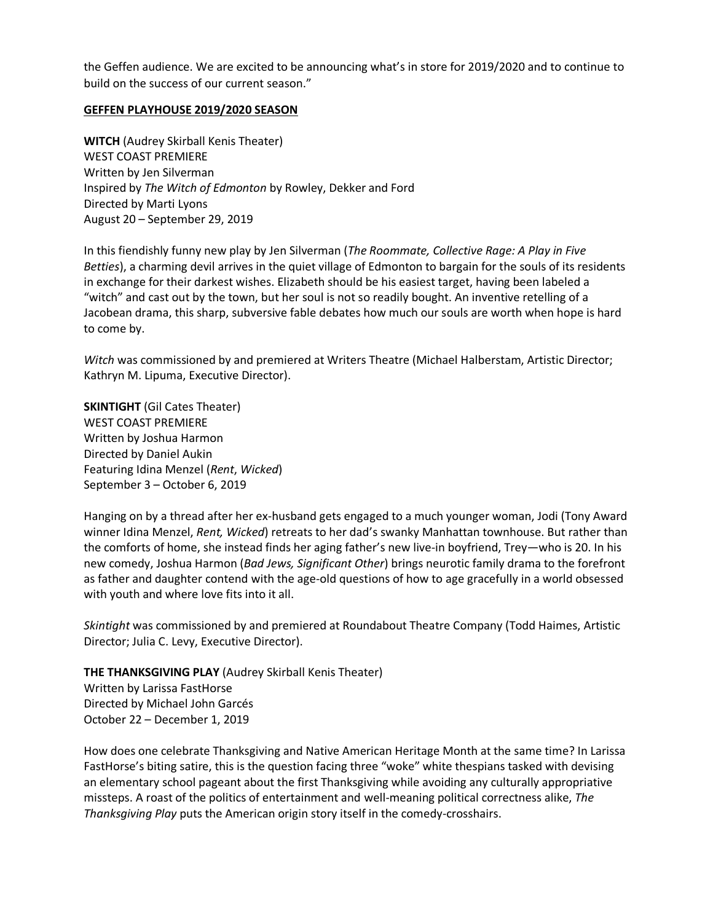the Geffen audience. We are excited to be announcing what's in store for 2019/2020 and to continue to build on the success of our current season."

**GEFFEN PLAYHOUSE 2019/2020 SEASON**

**WITCH** (Audrey Skirball Kenis Theater)
WEST COAST PREMIERE
Written by Jen Silverman
Inspired by *The Witch of Edmonton* by Rowley, Dekker and Ford
Directed by Marti Lyons
August 20 – September 29, 2019

In this fiendishly funny new play by Jen Silverman (*The Roommate, Collective Rage: A Play in Five Betties*), a charming devil arrives in the quiet village of Edmonton to bargain for the souls of its residents in exchange for their darkest wishes. Elizabeth should be his easiest target, having been labeled a "witch" and cast out by the town, but her soul is not so readily bought. An inventive retelling of a Jacobean drama, this sharp, subversive fable debates how much our souls are worth when hope is hard to come by.

*Witch* was commissioned by and premiered at Writers Theatre (Michael Halberstam, Artistic Director; Kathryn M. Lipuma, Executive Director).

**SKINTIGHT** (Gil Cates Theater)
WEST COAST PREMIERE
Written by Joshua Harmon
Directed by Daniel Aukin
Featuring Idina Menzel (*Rent*, *Wicked*)
September 3 – October 6, 2019

Hanging on by a thread after her ex-husband gets engaged to a much younger woman, Jodi (Tony Award winner Idina Menzel, *Rent, Wicked*) retreats to her dad's swanky Manhattan townhouse. But rather than the comforts of home, she instead finds her aging father's new live-in boyfriend, Trey—who is 20. In his new comedy, Joshua Harmon (*Bad Jews, Significant Other*) brings neurotic family drama to the forefront as father and daughter contend with the age-old questions of how to age gracefully in a world obsessed with youth and where love fits into it all.

*Skintight* was commissioned by and premiered at Roundabout Theatre Company (Todd Haimes, Artistic Director; Julia C. Levy, Executive Director).

**THE THANKSGIVING PLAY** (Audrey Skirball Kenis Theater)
Written by Larissa FastHorse
Directed by Michael John Garcés
October 22 – December 1, 2019

How does one celebrate Thanksgiving and Native American Heritage Month at the same time? In Larissa FastHorse's biting satire, this is the question facing three "woke" white thespians tasked with devising an elementary school pageant about the first Thanksgiving while avoiding any culturally appropriative missteps. A roast of the politics of entertainment and well-meaning political correctness alike, *The Thanksgiving Play* puts the American origin story itself in the comedy-crosshairs.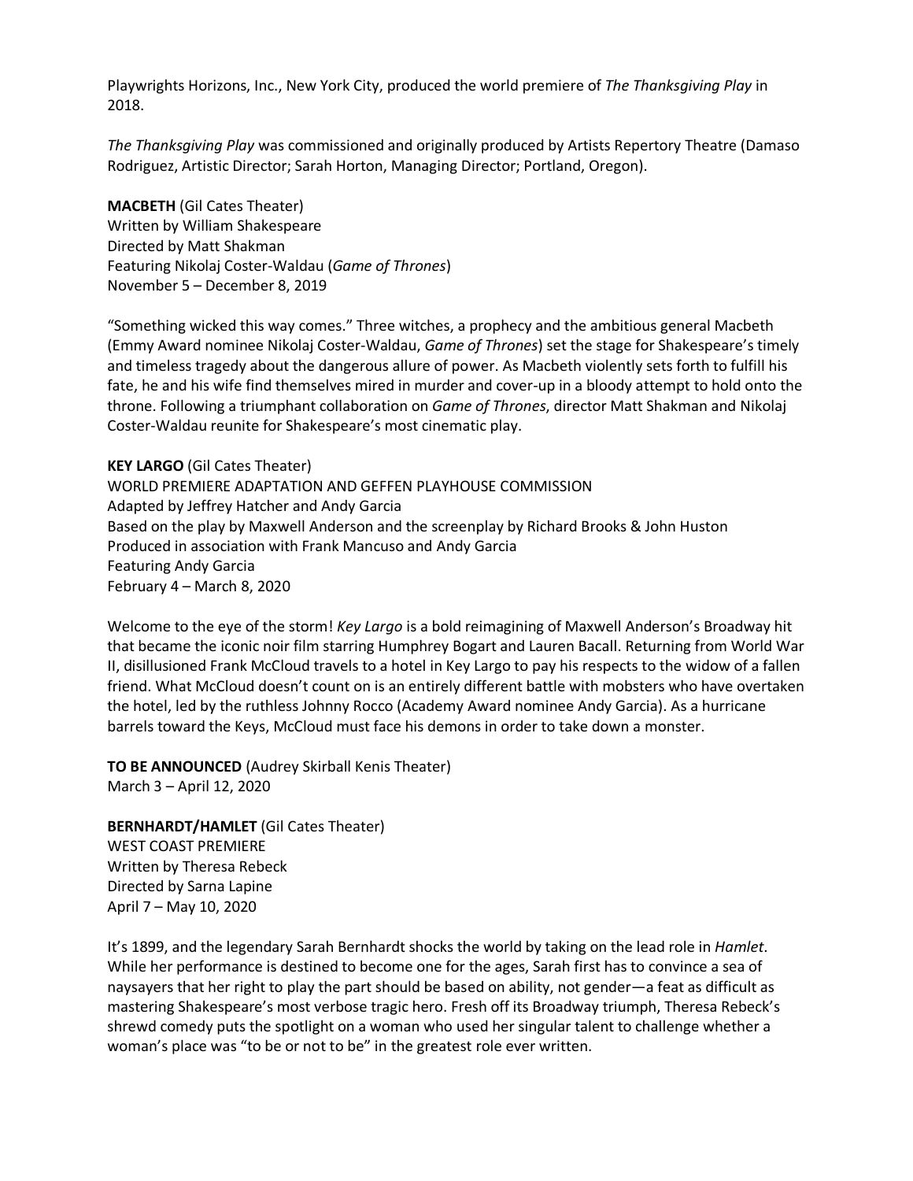Playwrights Horizons, Inc., New York City, produced the world premiere of *The Thanksgiving Play* in 2018.

*The Thanksgiving Play* was commissioned and originally produced by Artists Repertory Theatre (Damaso Rodriguez, Artistic Director; Sarah Horton, Managing Director; Portland, Oregon).

**MACBETH** (Gil Cates Theater)
Written by William Shakespeare
Directed by Matt Shakman
Featuring Nikolaj Coster-Waldau (*Game of Thrones*)
November 5 – December 8, 2019

"Something wicked this way comes." Three witches, a prophecy and the ambitious general Macbeth (Emmy Award nominee Nikolaj Coster-Waldau, *Game of Thrones*) set the stage for Shakespeare's timely and timeless tragedy about the dangerous allure of power. As Macbeth violently sets forth to fulfill his fate, he and his wife find themselves mired in murder and cover-up in a bloody attempt to hold onto the throne. Following a triumphant collaboration on *Game of Thrones*, director Matt Shakman and Nikolaj Coster-Waldau reunite for Shakespeare's most cinematic play.

**KEY LARGO** (Gil Cates Theater)
WORLD PREMIERE ADAPTATION AND GEFFEN PLAYHOUSE COMMISSION
Adapted by Jeffrey Hatcher and Andy Garcia
Based on the play by Maxwell Anderson and the screenplay by Richard Brooks & John Huston
Produced in association with Frank Mancuso and Andy Garcia
Featuring Andy Garcia
February 4 – March 8, 2020

Welcome to the eye of the storm! *Key Largo* is a bold reimagining of Maxwell Anderson's Broadway hit that became the iconic noir film starring Humphrey Bogart and Lauren Bacall. Returning from World War II, disillusioned Frank McCloud travels to a hotel in Key Largo to pay his respects to the widow of a fallen friend. What McCloud doesn't count on is an entirely different battle with mobsters who have overtaken the hotel, led by the ruthless Johnny Rocco (Academy Award nominee Andy Garcia). As a hurricane barrels toward the Keys, McCloud must face his demons in order to take down a monster.

**TO BE ANNOUNCED** (Audrey Skirball Kenis Theater)
March 3 – April 12, 2020

**BERNHARDT/HAMLET** (Gil Cates Theater)
WEST COAST PREMIERE
Written by Theresa Rebeck
Directed by Sarna Lapine
April 7 – May 10, 2020

It's 1899, and the legendary Sarah Bernhardt shocks the world by taking on the lead role in *Hamlet*. While her performance is destined to become one for the ages, Sarah first has to convince a sea of naysayers that her right to play the part should be based on ability, not gender—a feat as difficult as mastering Shakespeare's most verbose tragic hero. Fresh off its Broadway triumph, Theresa Rebeck's shrewd comedy puts the spotlight on a woman who used her singular talent to challenge whether a woman's place was "to be or not to be" in the greatest role ever written.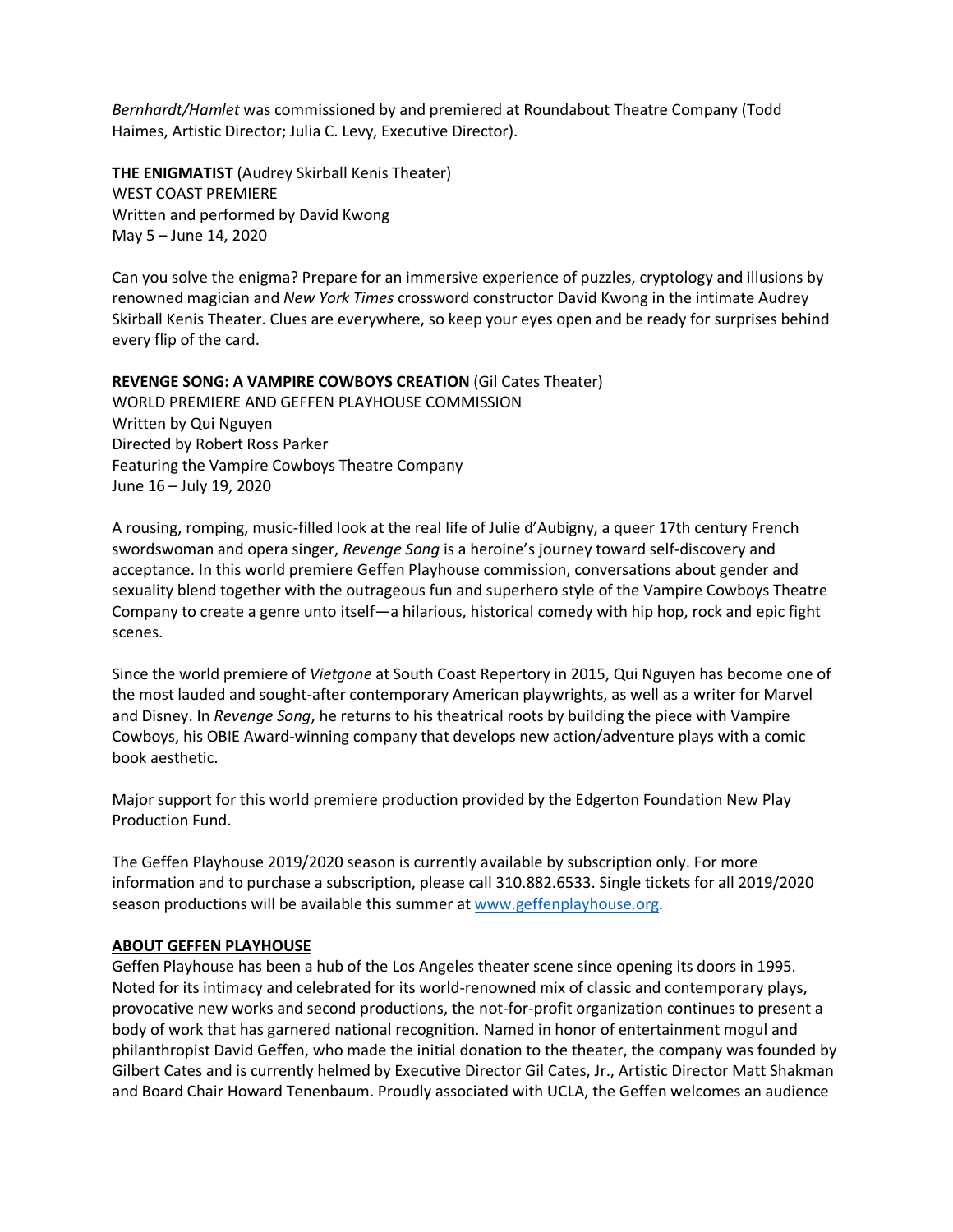*Bernhardt/Hamlet* was commissioned by and premiered at Roundabout Theatre Company (Todd Haimes, Artistic Director; Julia C. Levy, Executive Director).

**THE ENIGMATIST** (Audrey Skirball Kenis Theater)
WEST COAST PREMIERE
Written and performed by David Kwong
May 5 – June 14, 2020

Can you solve the enigma? Prepare for an immersive experience of puzzles, cryptology and illusions by renowned magician and *New York Times* crossword constructor David Kwong in the intimate Audrey Skirball Kenis Theater. Clues are everywhere, so keep your eyes open and be ready for surprises behind every flip of the card.

**REVENGE SONG: A VAMPIRE COWBOYS CREATION** (Gil Cates Theater)
WORLD PREMIERE AND GEFFEN PLAYHOUSE COMMISSION
Written by Qui Nguyen
Directed by Robert Ross Parker
Featuring the Vampire Cowboys Theatre Company
June 16 – July 19, 2020

A rousing, romping, music-filled look at the real life of Julie d'Aubigny, a queer 17th century French swordswoman and opera singer, *Revenge Song* is a heroine's journey toward self-discovery and acceptance. In this world premiere Geffen Playhouse commission, conversations about gender and sexuality blend together with the outrageous fun and superhero style of the Vampire Cowboys Theatre Company to create a genre unto itself—a hilarious, historical comedy with hip hop, rock and epic fight scenes.

Since the world premiere of *Vietgone* at South Coast Repertory in 2015, Qui Nguyen has become one of the most lauded and sought-after contemporary American playwrights, as well as a writer for Marvel and Disney. In *Revenge Song*, he returns to his theatrical roots by building the piece with Vampire Cowboys, his OBIE Award-winning company that develops new action/adventure plays with a comic book aesthetic.

Major support for this world premiere production provided by the Edgerton Foundation New Play Production Fund.

The Geffen Playhouse 2019/2020 season is currently available by subscription only. For more information and to purchase a subscription, please call 310.882.6533. Single tickets for all 2019/2020 season productions will be available this summer at www.geffenplayhouse.org.

**ABOUT GEFFEN PLAYHOUSE**

Geffen Playhouse has been a hub of the Los Angeles theater scene since opening its doors in 1995. Noted for its intimacy and celebrated for its world-renowned mix of classic and contemporary plays, provocative new works and second productions, the not-for-profit organization continues to present a body of work that has garnered national recognition. Named in honor of entertainment mogul and philanthropist David Geffen, who made the initial donation to the theater, the company was founded by Gilbert Cates and is currently helmed by Executive Director Gil Cates, Jr., Artistic Director Matt Shakman and Board Chair Howard Tenenbaum. Proudly associated with UCLA, the Geffen welcomes an audience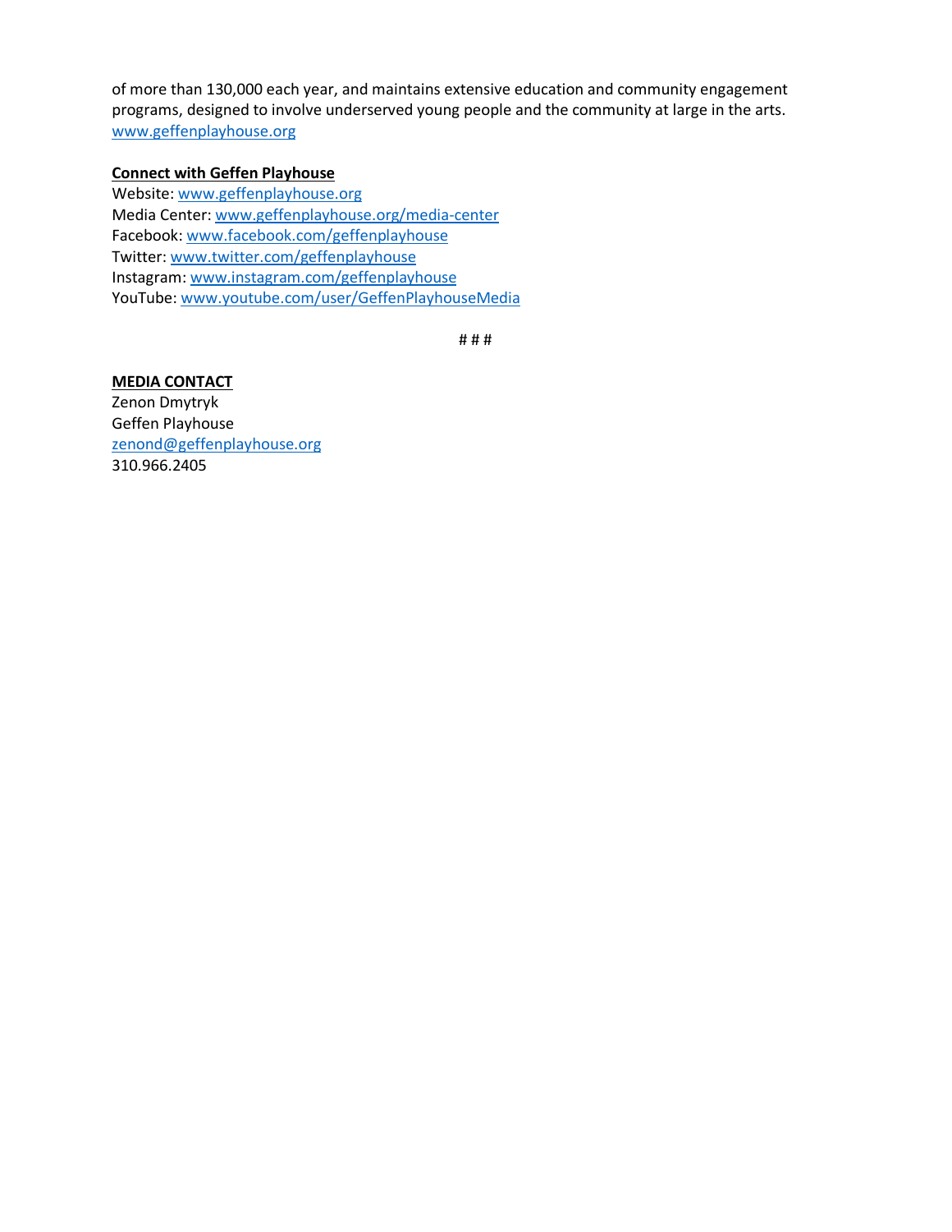of more than 130,000 each year, and maintains extensive education and community engagement programs, designed to involve underserved young people and the community at large in the arts. www.geffenplayhouse.org

**Connect with Geffen Playhouse**

Website: www.geffenplayhouse.org
Media Center: www.geffenplayhouse.org/media-center
Facebook: www.facebook.com/geffenplayhouse
Twitter: www.twitter.com/geffenplayhouse
Instagram: www.instagram.com/geffenplayhouse
YouTube: www.youtube.com/user/GeffenPlayhouseMedia

# # #

**MEDIA CONTACT**

Zenon Dmytryk
Geffen Playhouse
zenond@geffenplayhouse.org
310.966.2405